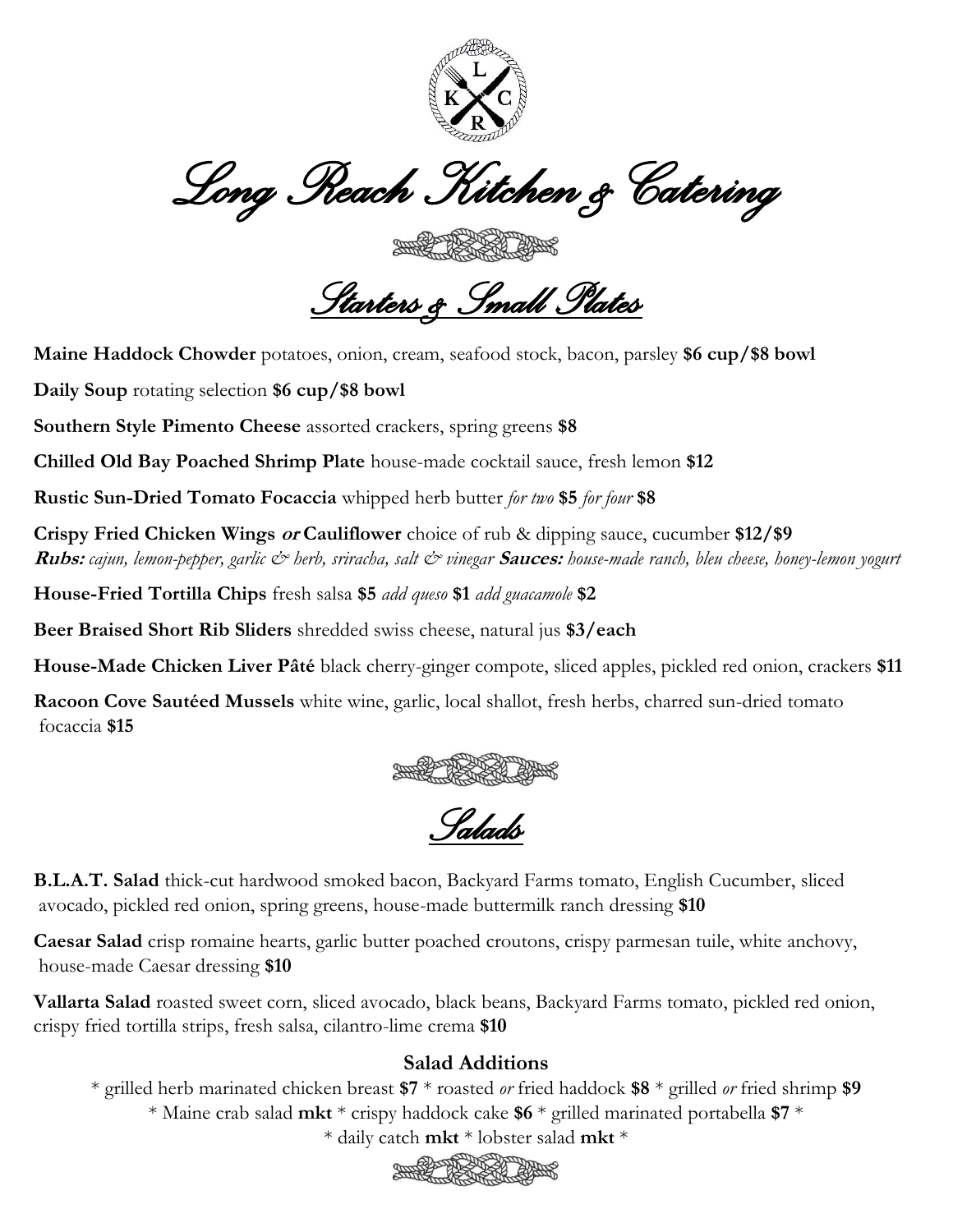# Long Reach Kitchen & Catering

## Starters & Small Plates

**Maine Haddock Chowder** potatoes, onion, cream, seafood stock, bacon, parsley **$6 cup/$8 bowl**

**Daily Soup** rotating selection **$6 cup/$8 bowl**

**Southern Style Pimento Cheese** assorted crackers, spring greens **$8**

**Chilled Old Bay Poached Shrimp Plate** house-made cocktail sauce, fresh lemon **$12**

**Rustic Sun-Dried Tomato Focaccia** whipped herb butter *for two* **$5** *for four* **$8**

**Crispy Fried Chicken Wings *or* Cauliflower** choice of rub & dipping sauce, cucumber **$12/$9**
***Rubs:*** *cajun, lemon-pepper, garlic & herb, sriracha, salt & vinegar* ***Sauces:*** *house-made ranch, bleu cheese, honey-lemon yogurt*

**House-Fried Tortilla Chips** fresh salsa **$5** *add queso* **$1** *add guacamole* **$2**

**Beer Braised Short Rib Sliders** shredded swiss cheese, natural jus **$3/each**

**House-Made Chicken Liver Pâté** black cherry-ginger compote, sliced apples, pickled red onion, crackers **$11**

**Racoon Cove Sautéed Mussels** white wine, garlic, local shallot, fresh herbs, charred sun-dried tomato focaccia **$15**

## Salads

**B.L.A.T. Salad** thick-cut hardwood smoked bacon, Backyard Farms tomato, English Cucumber, sliced avocado, pickled red onion, spring greens, house-made buttermilk ranch dressing **$10**

**Caesar Salad** crisp romaine hearts, garlic butter poached croutons, crispy parmesan tuile, white anchovy, house-made Caesar dressing **$10**

**Vallarta Salad** roasted sweet corn, sliced avocado, black beans, Backyard Farms tomato, pickled red onion, crispy fried tortilla strips, fresh salsa, cilantro-lime crema **$10**

### Salad Additions

* grilled herb marinated chicken breast **$7** * roasted *or* fried haddock **$8** * grilled *or* fried shrimp **$9**
* Maine crab salad **mkt** * crispy haddock cake **$6** * grilled marinated portabella **$7** *
* daily catch **mkt** * lobster salad **mkt** *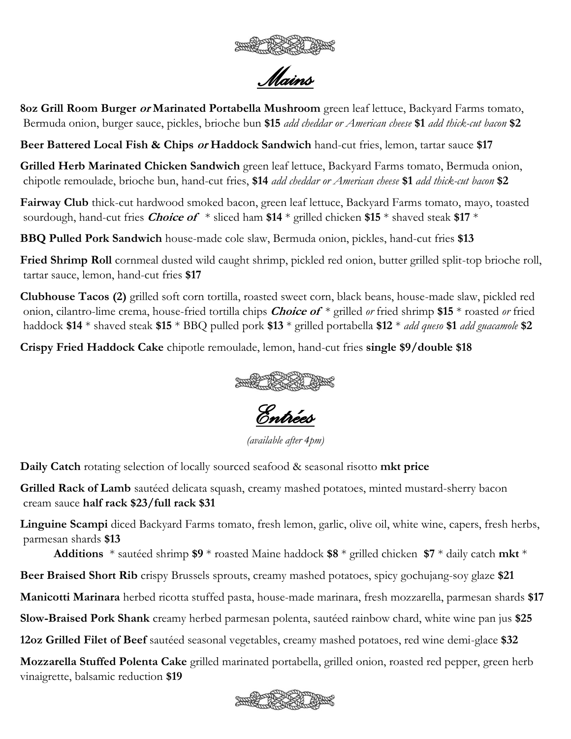# *Mains*

**8oz Grill Room Burger *or* Marinated Portabella Mushroom** green leaf lettuce, Backyard Farms tomato, Bermuda onion, burger sauce, pickles, brioche bun **$15** *add cheddar or American cheese* **$1** *add thick-cut bacon* **$2**

**Beer Battered Local Fish & Chips *or* Haddock Sandwich** hand-cut fries, lemon, tartar sauce **$17**

**Grilled Herb Marinated Chicken Sandwich** green leaf lettuce, Backyard Farms tomato, Bermuda onion, chipotle remoulade, brioche bun, hand-cut fries, **$14** *add cheddar or American cheese* **$1** *add thick-cut bacon* **$2**

**Fairway Club** thick-cut hardwood smoked bacon, green leaf lettuce, Backyard Farms tomato, mayo, toasted sourdough, hand-cut fries ***Choice of*** * sliced ham **$14** * grilled chicken **$15** * shaved steak **$17** *

**BBQ Pulled Pork Sandwich** house-made cole slaw, Bermuda onion, pickles, hand-cut fries **$13**

**Fried Shrimp Roll** cornmeal dusted wild caught shrimp, pickled red onion, butter grilled split-top brioche roll, tartar sauce, lemon, hand-cut fries **$17**

**Clubhouse Tacos (2)** grilled soft corn tortilla, roasted sweet corn, black beans, house-made slaw, pickled red onion, cilantro-lime crema, house-fried tortilla chips ***Choice of*** * grilled *or* fried shrimp **$15** * roasted *or* fried haddock **$14** * shaved steak **$15** * BBQ pulled pork **$13** * grilled portabella **$12** * *add queso* **$1** *add guacamole* **$2**

**Crispy Fried Haddock Cake** chipotle remoulade, lemon, hand-cut fries **single $9/double $18**

# *Entrées*

*(available after 4pm)*

**Daily Catch** rotating selection of locally sourced seafood & seasonal risotto **mkt price**

**Grilled Rack of Lamb** sautéed delicata squash, creamy mashed potatoes, minted mustard-sherry bacon cream sauce **half rack $23/full rack $31**

**Linguine Scampi** diced Backyard Farms tomato, fresh lemon, garlic, olive oil, white wine, capers, fresh herbs, parmesan shards **$13**

**Additions** * sautéed shrimp **$9** * roasted Maine haddock **$8** * grilled chicken **$7** * daily catch **mkt** *

**Beer Braised Short Rib** crispy Brussels sprouts, creamy mashed potatoes, spicy gochujang-soy glaze **$21**

**Manicotti Marinara** herbed ricotta stuffed pasta, house-made marinara, fresh mozzarella, parmesan shards **$17**

**Slow-Braised Pork Shank** creamy herbed parmesan polenta, sautéed rainbow chard, white wine pan jus **$25**

**12oz Grilled Filet of Beef** sautéed seasonal vegetables, creamy mashed potatoes, red wine demi-glace **$32**

**Mozzarella Stuffed Polenta Cake** grilled marinated portabella, grilled onion, roasted red pepper, green herb vinaigrette, balsamic reduction **$19**